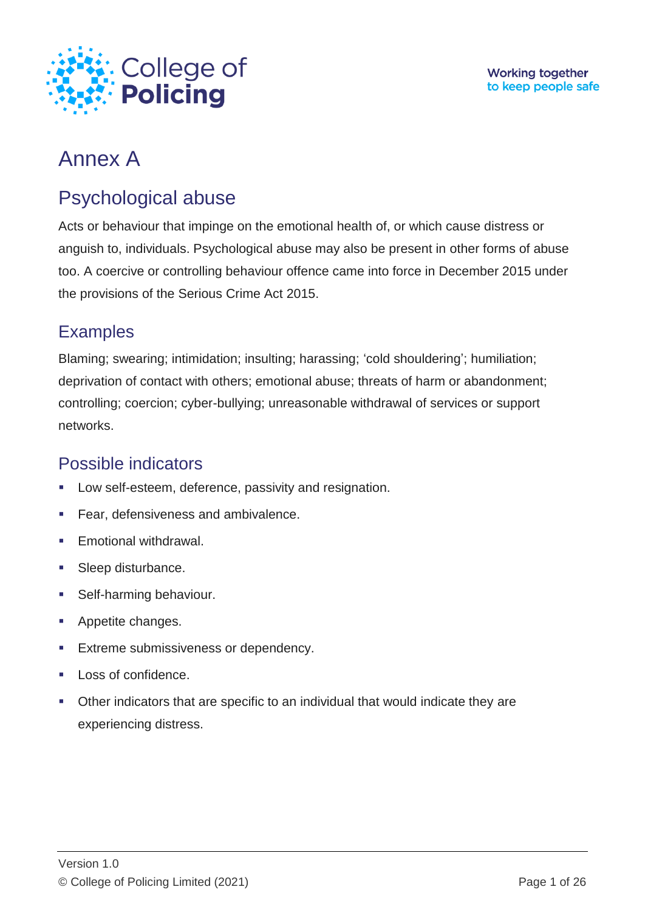# Annex A

## Psychological abuse

Acts or behaviour that impinge on the emotional health of, or which cause distress or anguish to, individuals. Psychological abuse may also be present in other forms of abuse too. A coercive or controlling behaviour offence came into force in December 2015 under the provisions of the Serious Crime Act 2015.

### Examples

Blaming; swearing; intimidation; insulting; harassing; 'cold shouldering'; humiliation; deprivation of contact with others; emotional abuse; threats of harm or abandonment; controlling; coercion; cyber-bullying; unreasonable withdrawal of services or support networks.

### Possible indicators

- Low self-esteem, deference, passivity and resignation.
- Fear, defensiveness and ambivalence.
- Emotional withdrawal.
- Sleep disturbance.
- Self-harming behaviour.
- Appetite changes.
- Extreme submissiveness or dependency.
- Loss of confidence.
- Other indicators that are specific to an individual that would indicate they are experiencing distress.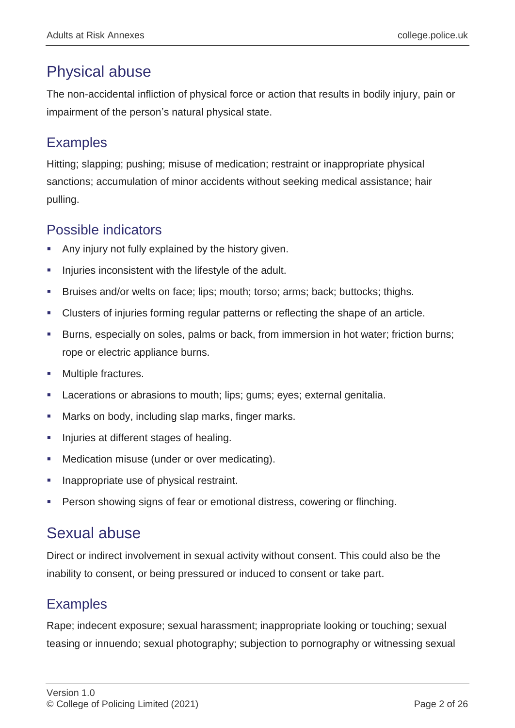## Physical abuse

The non-accidental infliction of physical force or action that results in bodily injury, pain or impairment of the person's natural physical state.

### Examples

Hitting; slapping; pushing; misuse of medication; restraint or inappropriate physical sanctions; accumulation of minor accidents without seeking medical assistance; hair pulling.

### Possible indicators

- Any injury not fully explained by the history given.
- Injuries inconsistent with the lifestyle of the adult.
- Bruises and/or welts on face; lips; mouth; torso; arms; back; buttocks; thighs.
- Clusters of injuries forming regular patterns or reflecting the shape of an article.
- Burns, especially on soles, palms or back, from immersion in hot water; friction burns; rope or electric appliance burns.
- Multiple fractures.
- Lacerations or abrasions to mouth; lips; gums; eyes; external genitalia.
- Marks on body, including slap marks, finger marks.
- Injuries at different stages of healing.
- Medication misuse (under or over medicating).
- Inappropriate use of physical restraint.
- Person showing signs of fear or emotional distress, cowering or flinching.

## Sexual abuse

Direct or indirect involvement in sexual activity without consent. This could also be the inability to consent, or being pressured or induced to consent or take part.

### Examples

Rape; indecent exposure; sexual harassment; inappropriate looking or touching; sexual teasing or innuendo; sexual photography; subjection to pornography or witnessing sexual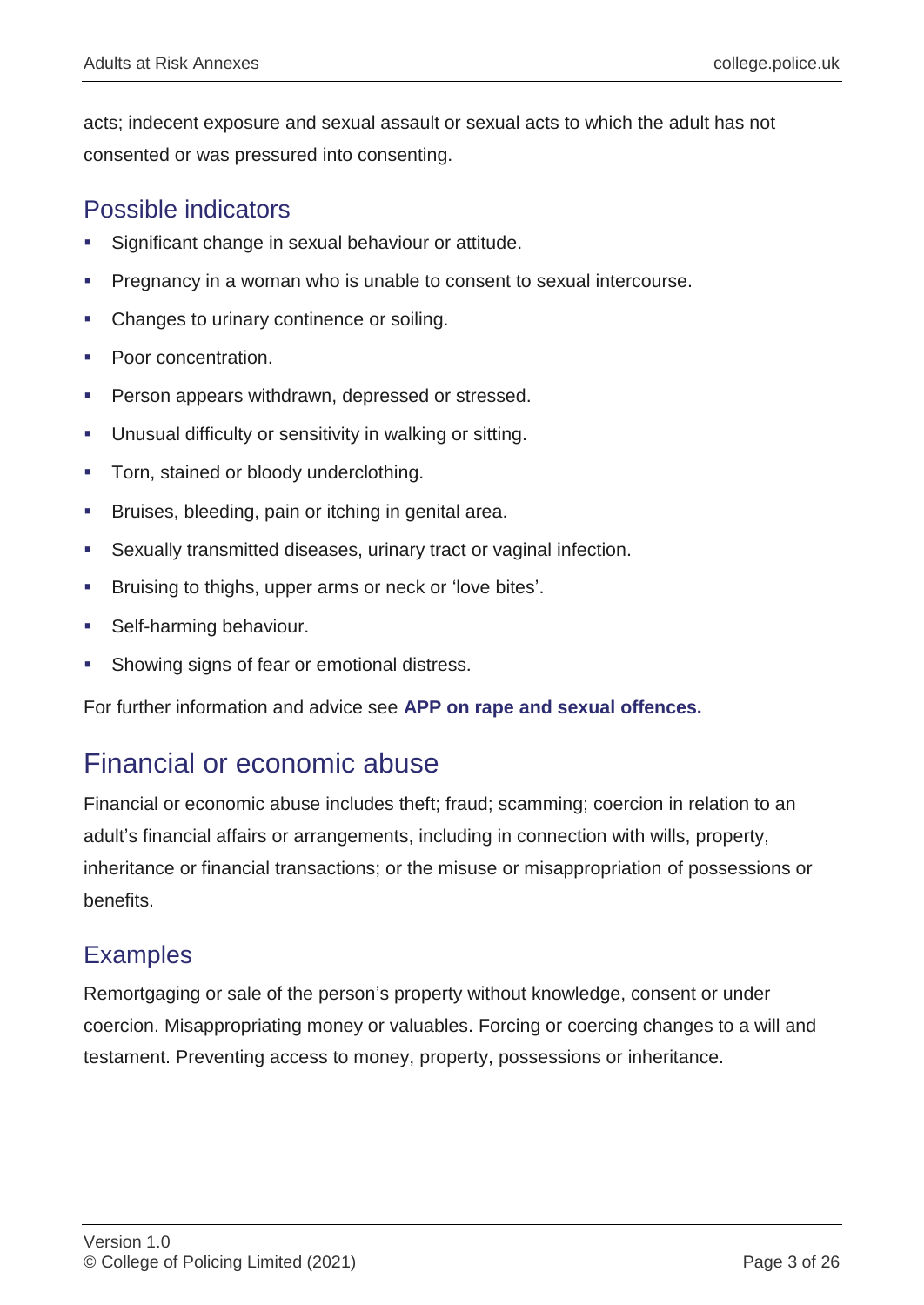acts; indecent exposure and sexual assault or sexual acts to which the adult has not consented or was pressured into consenting.

### Possible indicators

- Significant change in sexual behaviour or attitude.
- Pregnancy in a woman who is unable to consent to sexual intercourse.
- Changes to urinary continence or soiling.
- Poor concentration.
- Person appears withdrawn, depressed or stressed.
- Unusual difficulty or sensitivity in walking or sitting.
- Torn, stained or bloody underclothing.
- Bruises, bleeding, pain or itching in genital area.
- Sexually transmitted diseases, urinary tract or vaginal infection.
- Bruising to thighs, upper arms or neck or 'love bites'.
- Self-harming behaviour.
- Showing signs of fear or emotional distress.

For further information and advice see **APP on rape and sexual offences.**

## Financial or economic abuse

Financial or economic abuse includes theft; fraud; scamming; coercion in relation to an adult's financial affairs or arrangements, including in connection with wills, property, inheritance or financial transactions; or the misuse or misappropriation of possessions or benefits.

### Examples

Remortgaging or sale of the person's property without knowledge, consent or under coercion. Misappropriating money or valuables. Forcing or coercing changes to a will and testament. Preventing access to money, property, possessions or inheritance.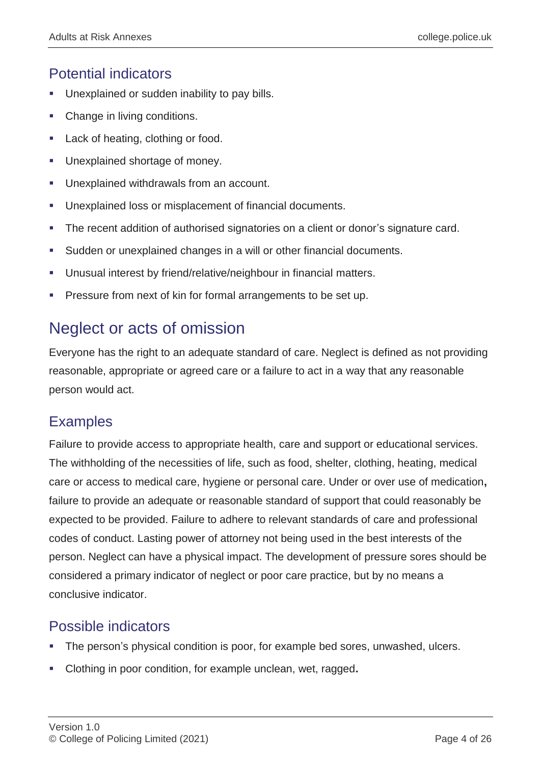### Potential indicators

- Unexplained or sudden inability to pay bills.
- Change in living conditions.
- Lack of heating, clothing or food.
- Unexplained shortage of money.
- Unexplained withdrawals from an account.
- Unexplained loss or misplacement of financial documents.
- The recent addition of authorised signatories on a client or donor's signature card.
- Sudden or unexplained changes in a will or other financial documents.
- Unusual interest by friend/relative/neighbour in financial matters.
- Pressure from next of kin for formal arrangements to be set up.

## Neglect or acts of omission

Everyone has the right to an adequate standard of care. Neglect is defined as not providing reasonable, appropriate or agreed care or a failure to act in a way that any reasonable person would act.

### Examples

Failure to provide access to appropriate health, care and support or educational services. The withholding of the necessities of life, such as food, shelter, clothing, heating, medical care or access to medical care, hygiene or personal care. Under or over use of medication**,** failure to provide an adequate or reasonable standard of support that could reasonably be expected to be provided. Failure to adhere to relevant standards of care and professional codes of conduct. Lasting power of attorney not being used in the best interests of the person. Neglect can have a physical impact. The development of pressure sores should be considered a primary indicator of neglect or poor care practice, but by no means a conclusive indicator.

### Possible indicators

- The person's physical condition is poor, for example bed sores, unwashed, ulcers.
- Clothing in poor condition, for example unclean, wet, ragged**.**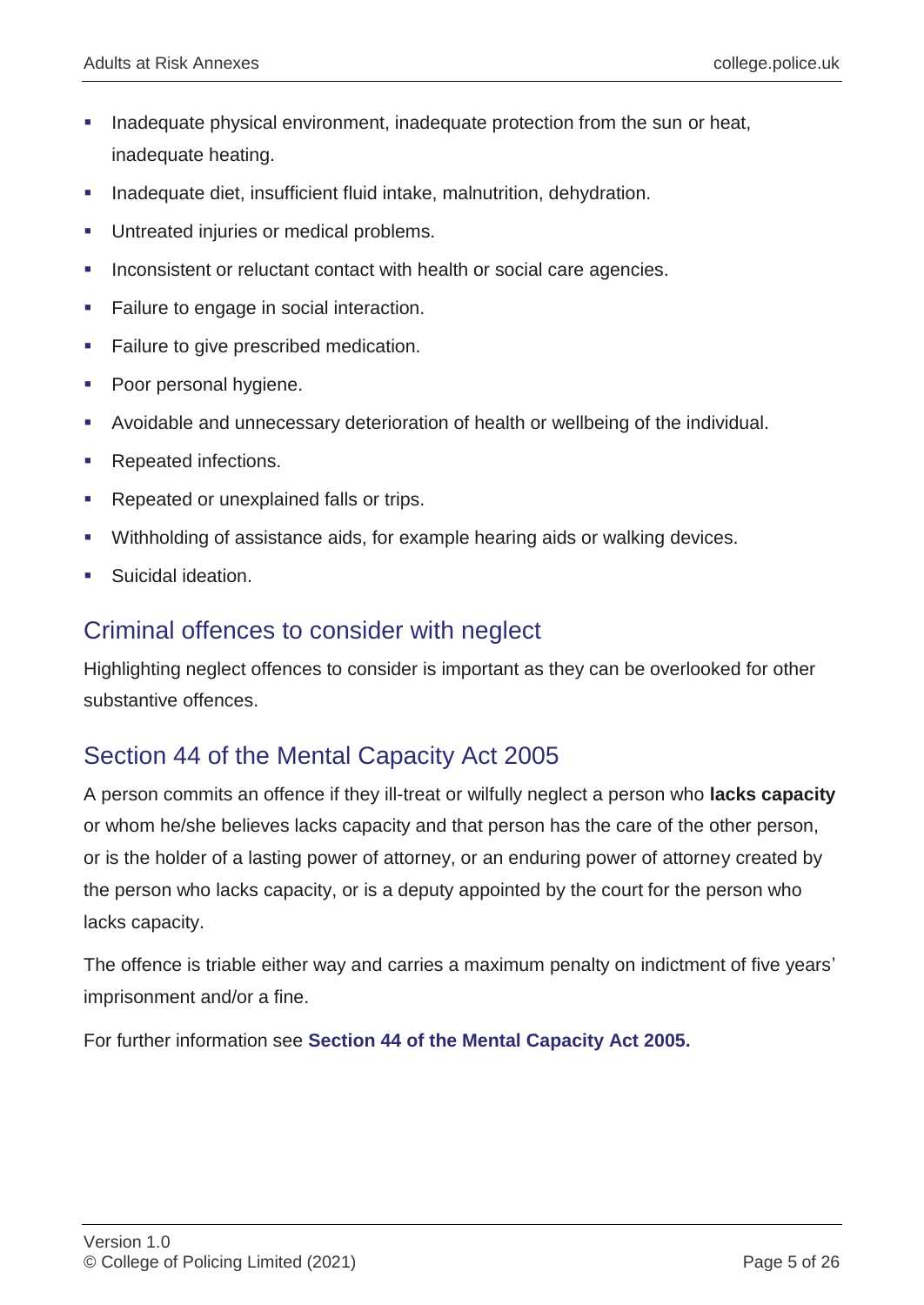- Inadequate physical environment, inadequate protection from the sun or heat, inadequate heating.
- Inadequate diet, insufficient fluid intake, malnutrition, dehydration.
- Untreated injuries or medical problems.
- Inconsistent or reluctant contact with health or social care agencies.
- Failure to engage in social interaction.
- Failure to give prescribed medication.
- Poor personal hygiene.
- Avoidable and unnecessary deterioration of health or wellbeing of the individual.
- Repeated infections.
- Repeated or unexplained falls or trips.
- Withholding of assistance aids, for example hearing aids or walking devices.
- Suicidal ideation.

## Criminal offences to consider with neglect

Highlighting neglect offences to consider is important as they can be overlooked for other substantive offences.

## Section 44 of the Mental Capacity Act 2005

A person commits an offence if they ill-treat or wilfully neglect a person who **lacks capacity** or whom he/she believes lacks capacity and that person has the care of the other person, or is the holder of a lasting power of attorney, or an enduring power of attorney created by the person who lacks capacity, or is a deputy appointed by the court for the person who lacks capacity.

The offence is triable either way and carries a maximum penalty on indictment of five years' imprisonment and/or a fine.

For further information see **Section 44 of the Mental Capacity Act 2005.**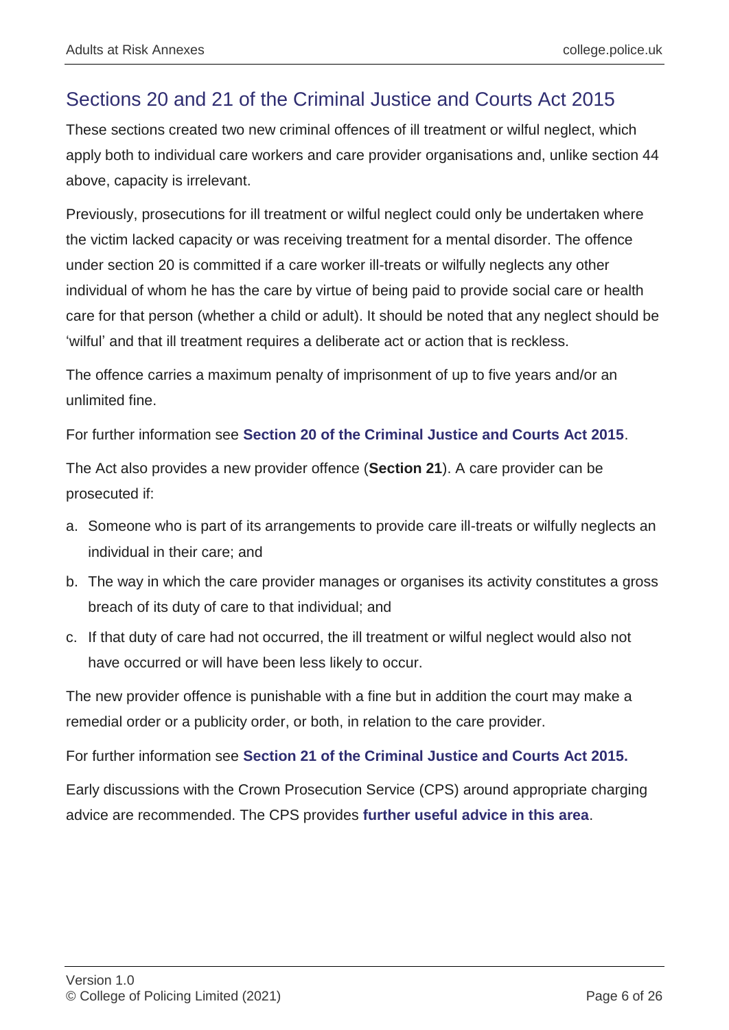## Sections 20 and 21 of the Criminal Justice and Courts Act 2015

These sections created two new criminal offences of ill treatment or wilful neglect, which apply both to individual care workers and care provider organisations and, unlike section 44 above, capacity is irrelevant.

Previously, prosecutions for ill treatment or wilful neglect could only be undertaken where the victim lacked capacity or was receiving treatment for a mental disorder. The offence under section 20 is committed if a care worker ill-treats or wilfully neglects any other individual of whom he has the care by virtue of being paid to provide social care or health care for that person (whether a child or adult). It should be noted that any neglect should be 'wilful' and that ill treatment requires a deliberate act or action that is reckless.

The offence carries a maximum penalty of imprisonment of up to five years and/or an unlimited fine.

For further information see **Section 20 of the Criminal Justice and Courts Act 2015**.

The Act also provides a new provider offence (**Section 21**). A care provider can be prosecuted if:

a. Someone who is part of its arrangements to provide care ill-treats or wilfully neglects an individual in their care; and
b. The way in which the care provider manages or organises its activity constitutes a gross breach of its duty of care to that individual; and
c. If that duty of care had not occurred, the ill treatment or wilful neglect would also not have occurred or will have been less likely to occur.

The new provider offence is punishable with a fine but in addition the court may make a remedial order or a publicity order, or both, in relation to the care provider.

For further information see **Section 21 of the Criminal Justice and Courts Act 2015.**

Early discussions with the Crown Prosecution Service (CPS) around appropriate charging advice are recommended. The CPS provides **further useful advice in this area**.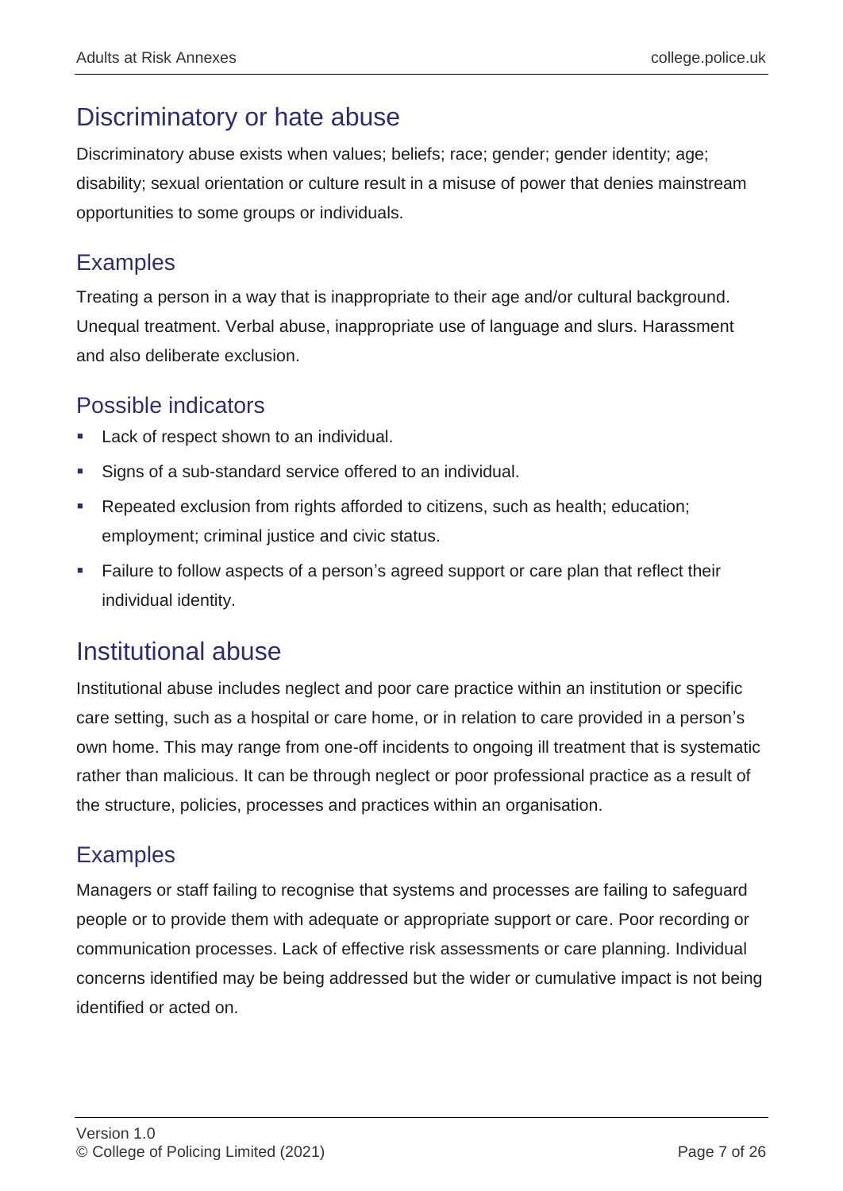## Discriminatory or hate abuse

Discriminatory abuse exists when values; beliefs; race; gender; gender identity; age; disability; sexual orientation or culture result in a misuse of power that denies mainstream opportunities to some groups or individuals.

### Examples

Treating a person in a way that is inappropriate to their age and/or cultural background. Unequal treatment. Verbal abuse, inappropriate use of language and slurs. Harassment and also deliberate exclusion.

### Possible indicators

- Lack of respect shown to an individual.
- Signs of a sub-standard service offered to an individual.
- Repeated exclusion from rights afforded to citizens, such as health; education; employment; criminal justice and civic status.
- Failure to follow aspects of a person's agreed support or care plan that reflect their individual identity.

## Institutional abuse

Institutional abuse includes neglect and poor care practice within an institution or specific care setting, such as a hospital or care home, or in relation to care provided in a person's own home. This may range from one-off incidents to ongoing ill treatment that is systematic rather than malicious. It can be through neglect or poor professional practice as a result of the structure, policies, processes and practices within an organisation.

### Examples

Managers or staff failing to recognise that systems and processes are failing to safeguard people or to provide them with adequate or appropriate support or care. Poor recording or communication processes. Lack of effective risk assessments or care planning. Individual concerns identified may be being addressed but the wider or cumulative impact is not being identified or acted on.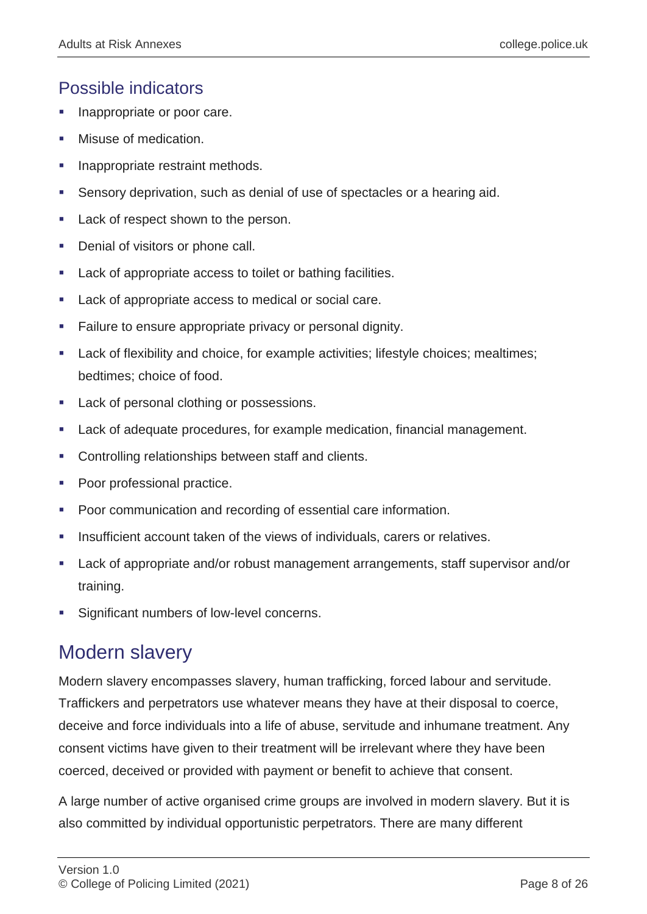## Possible indicators

- Inappropriate or poor care.
- Misuse of medication.
- Inappropriate restraint methods.
- Sensory deprivation, such as denial of use of spectacles or a hearing aid.
- Lack of respect shown to the person.
- Denial of visitors or phone call.
- Lack of appropriate access to toilet or bathing facilities.
- Lack of appropriate access to medical or social care.
- Failure to ensure appropriate privacy or personal dignity.
- Lack of flexibility and choice, for example activities; lifestyle choices; mealtimes; bedtimes; choice of food.
- Lack of personal clothing or possessions.
- Lack of adequate procedures, for example medication, financial management.
- Controlling relationships between staff and clients.
- Poor professional practice.
- Poor communication and recording of essential care information.
- Insufficient account taken of the views of individuals, carers or relatives.
- Lack of appropriate and/or robust management arrangements, staff supervisor and/or training.
- Significant numbers of low-level concerns.

# Modern slavery

Modern slavery encompasses slavery, human trafficking, forced labour and servitude. Traffickers and perpetrators use whatever means they have at their disposal to coerce, deceive and force individuals into a life of abuse, servitude and inhumane treatment. Any consent victims have given to their treatment will be irrelevant where they have been coerced, deceived or provided with payment or benefit to achieve that consent.

A large number of active organised crime groups are involved in modern slavery. But it is also committed by individual opportunistic perpetrators. There are many different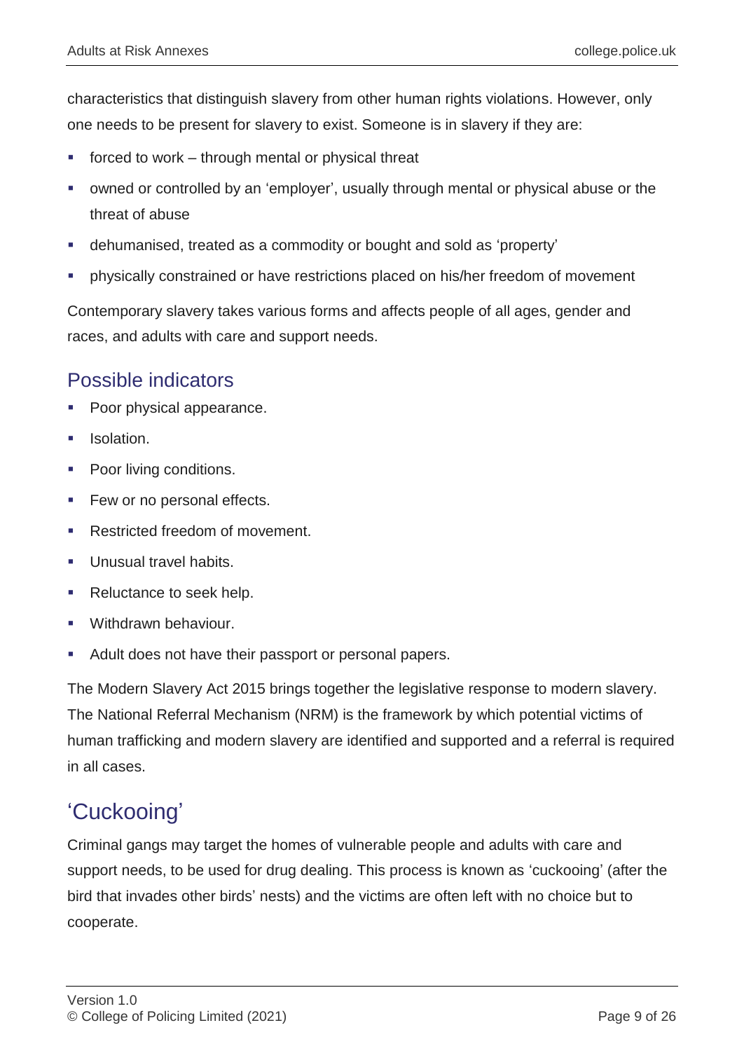characteristics that distinguish slavery from other human rights violations. However, only one needs to be present for slavery to exist. Someone is in slavery if they are:

- forced to work – through mental or physical threat
- owned or controlled by an 'employer', usually through mental or physical abuse or the threat of abuse
- dehumanised, treated as a commodity or bought and sold as 'property'
- physically constrained or have restrictions placed on his/her freedom of movement

Contemporary slavery takes various forms and affects people of all ages, gender and races, and adults with care and support needs.

### Possible indicators

- Poor physical appearance.
- Isolation.
- Poor living conditions.
- Few or no personal effects.
- Restricted freedom of movement.
- Unusual travel habits.
- Reluctance to seek help.
- Withdrawn behaviour.
- Adult does not have their passport or personal papers.

The Modern Slavery Act 2015 brings together the legislative response to modern slavery. The National Referral Mechanism (NRM) is the framework by which potential victims of human trafficking and modern slavery are identified and supported and a referral is required in all cases.

## 'Cuckooing'

Criminal gangs may target the homes of vulnerable people and adults with care and support needs, to be used for drug dealing. This process is known as 'cuckooing' (after the bird that invades other birds' nests) and the victims are often left with no choice but to cooperate.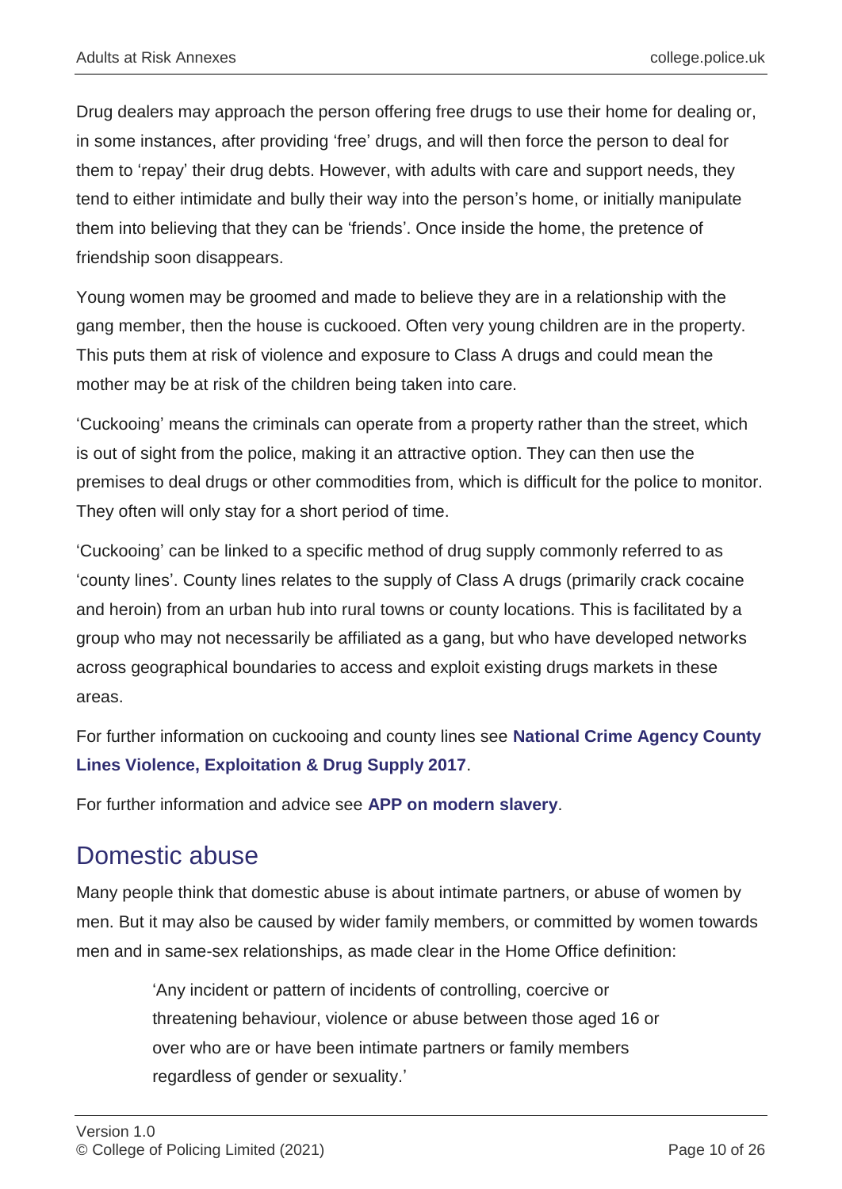Drug dealers may approach the person offering free drugs to use their home for dealing or, in some instances, after providing 'free' drugs, and will then force the person to deal for them to 'repay' their drug debts. However, with adults with care and support needs, they tend to either intimidate and bully their way into the person's home, or initially manipulate them into believing that they can be 'friends'. Once inside the home, the pretence of friendship soon disappears.

Young women may be groomed and made to believe they are in a relationship with the gang member, then the house is cuckooed. Often very young children are in the property. This puts them at risk of violence and exposure to Class A drugs and could mean the mother may be at risk of the children being taken into care.

'Cuckooing' means the criminals can operate from a property rather than the street, which is out of sight from the police, making it an attractive option. They can then use the premises to deal drugs or other commodities from, which is difficult for the police to monitor. They often will only stay for a short period of time.

'Cuckooing' can be linked to a specific method of drug supply commonly referred to as 'county lines'. County lines relates to the supply of Class A drugs (primarily crack cocaine and heroin) from an urban hub into rural towns or county locations. This is facilitated by a group who may not necessarily be affiliated as a gang, but who have developed networks across geographical boundaries to access and exploit existing drugs markets in these areas.

For further information on cuckooing and county lines see **National Crime Agency County Lines Violence, Exploitation & Drug Supply 2017**.

For further information and advice see **APP on modern slavery**.

## Domestic abuse

Many people think that domestic abuse is about intimate partners, or abuse of women by men. But it may also be caused by wider family members, or committed by women towards men and in same-sex relationships, as made clear in the Home Office definition:

> 'Any incident or pattern of incidents of controlling, coercive or threatening behaviour, violence or abuse between those aged 16 or over who are or have been intimate partners or family members regardless of gender or sexuality.'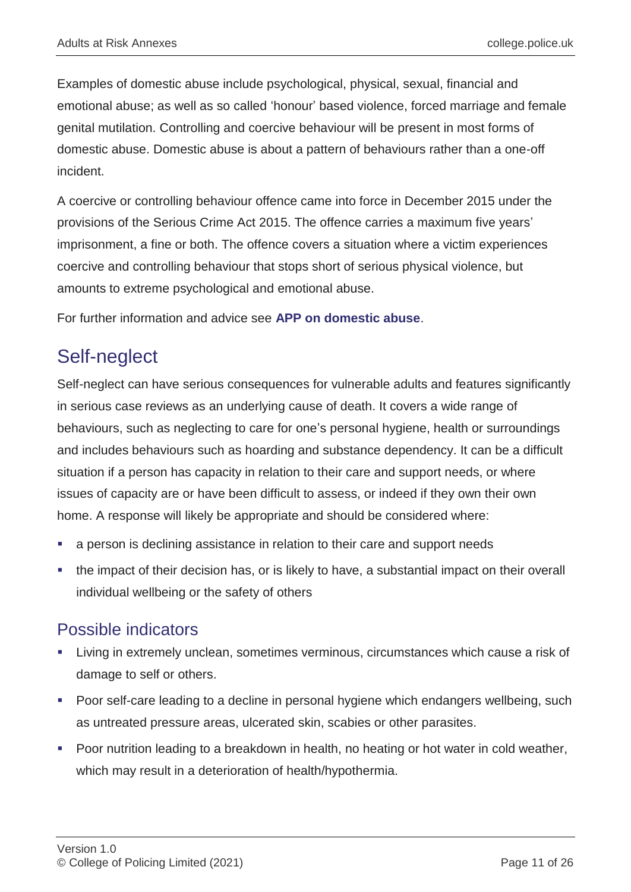Examples of domestic abuse include psychological, physical, sexual, financial and emotional abuse; as well as so called 'honour' based violence, forced marriage and female genital mutilation. Controlling and coercive behaviour will be present in most forms of domestic abuse. Domestic abuse is about a pattern of behaviours rather than a one-off incident.

A coercive or controlling behaviour offence came into force in December 2015 under the provisions of the Serious Crime Act 2015. The offence carries a maximum five years' imprisonment, a fine or both. The offence covers a situation where a victim experiences coercive and controlling behaviour that stops short of serious physical violence, but amounts to extreme psychological and emotional abuse.

For further information and advice see **APP on domestic abuse**.

## Self-neglect

Self-neglect can have serious consequences for vulnerable adults and features significantly in serious case reviews as an underlying cause of death. It covers a wide range of behaviours, such as neglecting to care for one's personal hygiene, health or surroundings and includes behaviours such as hoarding and substance dependency. It can be a difficult situation if a person has capacity in relation to their care and support needs, or where issues of capacity are or have been difficult to assess, or indeed if they own their own home. A response will likely be appropriate and should be considered where:

- a person is declining assistance in relation to their care and support needs
- the impact of their decision has, or is likely to have, a substantial impact on their overall individual wellbeing or the safety of others

### Possible indicators

- Living in extremely unclean, sometimes verminous, circumstances which cause a risk of damage to self or others.
- Poor self-care leading to a decline in personal hygiene which endangers wellbeing, such as untreated pressure areas, ulcerated skin, scabies or other parasites.
- Poor nutrition leading to a breakdown in health, no heating or hot water in cold weather, which may result in a deterioration of health/hypothermia.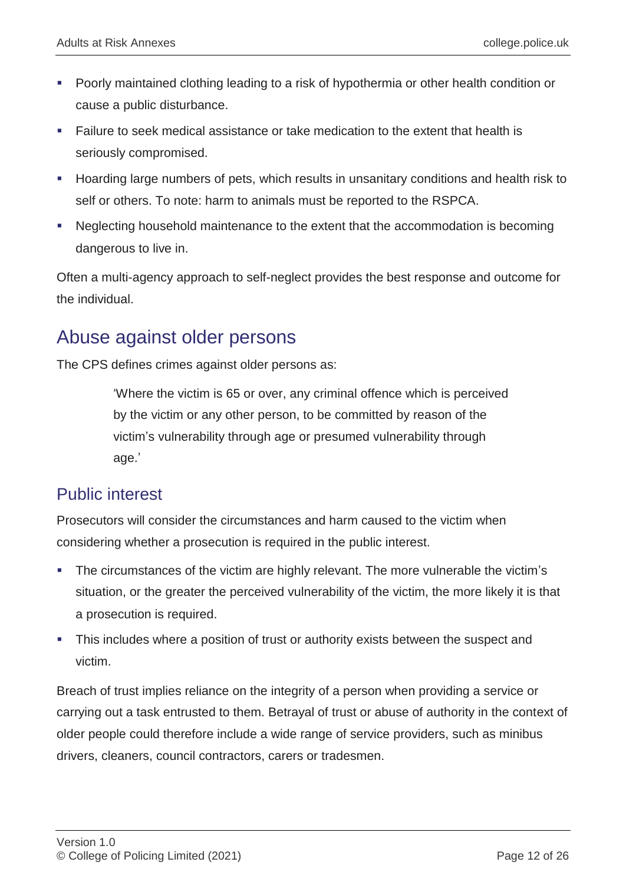- Poorly maintained clothing leading to a risk of hypothermia or other health condition or cause a public disturbance.
- Failure to seek medical assistance or take medication to the extent that health is seriously compromised.
- Hoarding large numbers of pets, which results in unsanitary conditions and health risk to self or others. To note: harm to animals must be reported to the RSPCA.
- Neglecting household maintenance to the extent that the accommodation is becoming dangerous to live in.

Often a multi-agency approach to self-neglect provides the best response and outcome for the individual.

## Abuse against older persons

The CPS defines crimes against older persons as:

> 'Where the victim is 65 or over, any criminal offence which is perceived by the victim or any other person, to be committed by reason of the victim's vulnerability through age or presumed vulnerability through age.'

### Public interest

Prosecutors will consider the circumstances and harm caused to the victim when considering whether a prosecution is required in the public interest.

- The circumstances of the victim are highly relevant. The more vulnerable the victim's situation, or the greater the perceived vulnerability of the victim, the more likely it is that a prosecution is required.
- This includes where a position of trust or authority exists between the suspect and victim.

Breach of trust implies reliance on the integrity of a person when providing a service or carrying out a task entrusted to them. Betrayal of trust or abuse of authority in the context of older people could therefore include a wide range of service providers, such as minibus drivers, cleaners, council contractors, carers or tradesmen.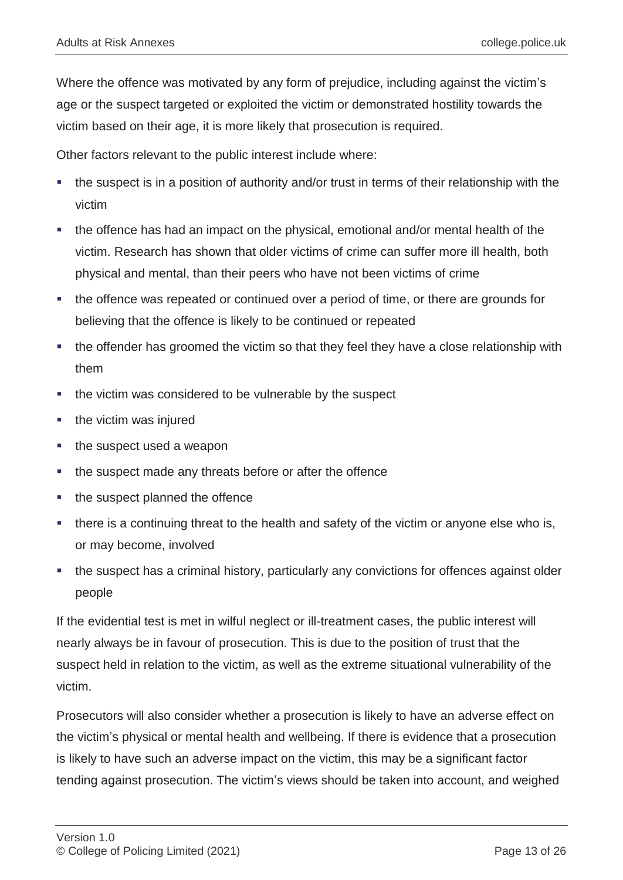Where the offence was motivated by any form of prejudice, including against the victim's age or the suspect targeted or exploited the victim or demonstrated hostility towards the victim based on their age, it is more likely that prosecution is required.

Other factors relevant to the public interest include where:

- the suspect is in a position of authority and/or trust in terms of their relationship with the victim
- the offence has had an impact on the physical, emotional and/or mental health of the victim. Research has shown that older victims of crime can suffer more ill health, both physical and mental, than their peers who have not been victims of crime
- the offence was repeated or continued over a period of time, or there are grounds for believing that the offence is likely to be continued or repeated
- the offender has groomed the victim so that they feel they have a close relationship with them
- the victim was considered to be vulnerable by the suspect
- the victim was injured
- the suspect used a weapon
- the suspect made any threats before or after the offence
- the suspect planned the offence
- there is a continuing threat to the health and safety of the victim or anyone else who is, or may become, involved
- the suspect has a criminal history, particularly any convictions for offences against older people

If the evidential test is met in wilful neglect or ill-treatment cases, the public interest will nearly always be in favour of prosecution. This is due to the position of trust that the suspect held in relation to the victim, as well as the extreme situational vulnerability of the victim.

Prosecutors will also consider whether a prosecution is likely to have an adverse effect on the victim's physical or mental health and wellbeing. If there is evidence that a prosecution is likely to have such an adverse impact on the victim, this may be a significant factor tending against prosecution. The victim's views should be taken into account, and weighed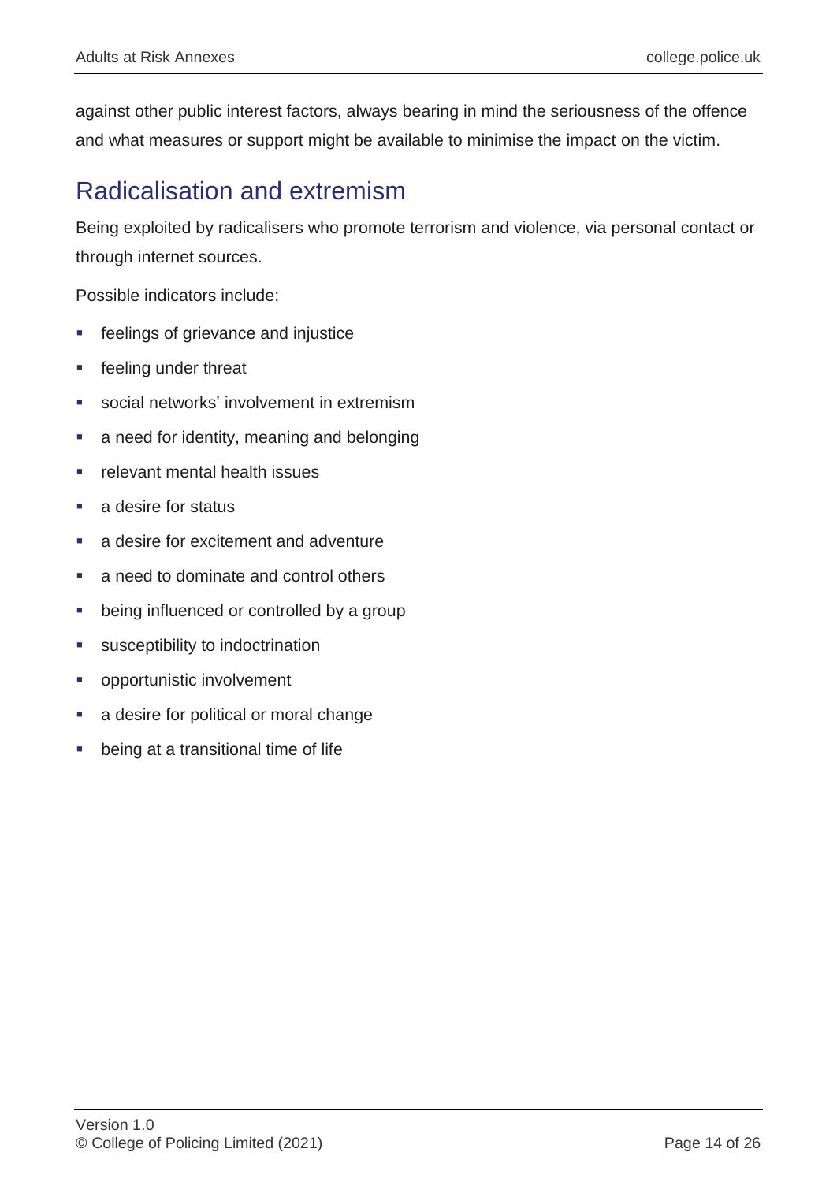against other public interest factors, always bearing in mind the seriousness of the offence and what measures or support might be available to minimise the impact on the victim.

## Radicalisation and extremism

Being exploited by radicalisers who promote terrorism and violence, via personal contact or through internet sources.

Possible indicators include:

- feelings of grievance and injustice
- feeling under threat
- social networks' involvement in extremism
- a need for identity, meaning and belonging
- relevant mental health issues
- a desire for status
- a desire for excitement and adventure
- a need to dominate and control others
- being influenced or controlled by a group
- susceptibility to indoctrination
- opportunistic involvement
- a desire for political or moral change
- being at a transitional time of life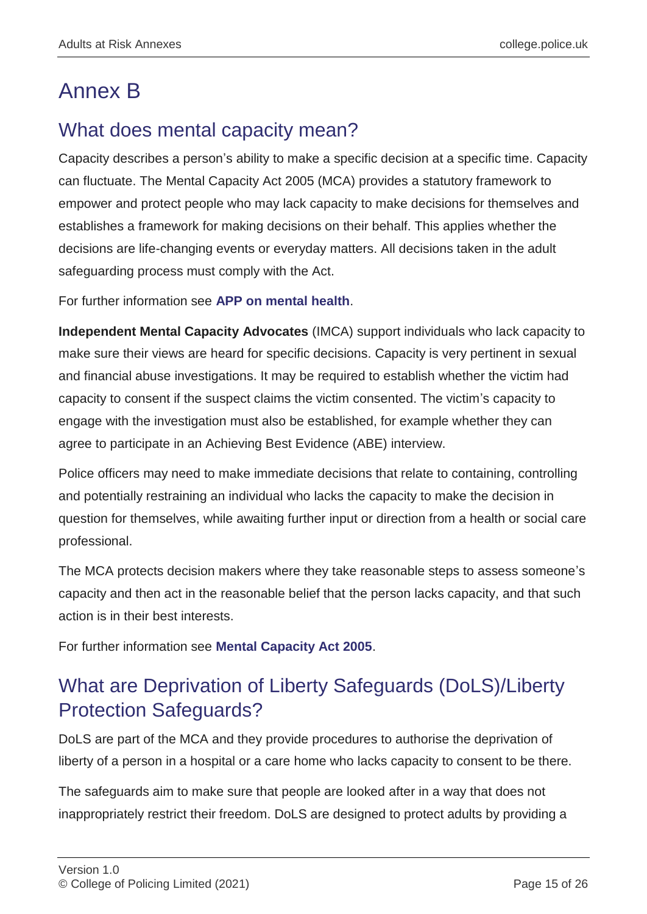# Annex B

## What does mental capacity mean?

Capacity describes a person's ability to make a specific decision at a specific time. Capacity can fluctuate. The Mental Capacity Act 2005 (MCA) provides a statutory framework to empower and protect people who may lack capacity to make decisions for themselves and establishes a framework for making decisions on their behalf. This applies whether the decisions are life-changing events or everyday matters. All decisions taken in the adult safeguarding process must comply with the Act.

For further information see **APP on mental health**.

**Independent Mental Capacity Advocates** (IMCA) support individuals who lack capacity to make sure their views are heard for specific decisions. Capacity is very pertinent in sexual and financial abuse investigations. It may be required to establish whether the victim had capacity to consent if the suspect claims the victim consented. The victim's capacity to engage with the investigation must also be established, for example whether they can agree to participate in an Achieving Best Evidence (ABE) interview.

Police officers may need to make immediate decisions that relate to containing, controlling and potentially restraining an individual who lacks the capacity to make the decision in question for themselves, while awaiting further input or direction from a health or social care professional.

The MCA protects decision makers where they take reasonable steps to assess someone's capacity and then act in the reasonable belief that the person lacks capacity, and that such action is in their best interests.

For further information see **Mental Capacity Act 2005**.

## What are Deprivation of Liberty Safeguards (DoLS)/Liberty Protection Safeguards?

DoLS are part of the MCA and they provide procedures to authorise the deprivation of liberty of a person in a hospital or a care home who lacks capacity to consent to be there.

The safeguards aim to make sure that people are looked after in a way that does not inappropriately restrict their freedom. DoLS are designed to protect adults by providing a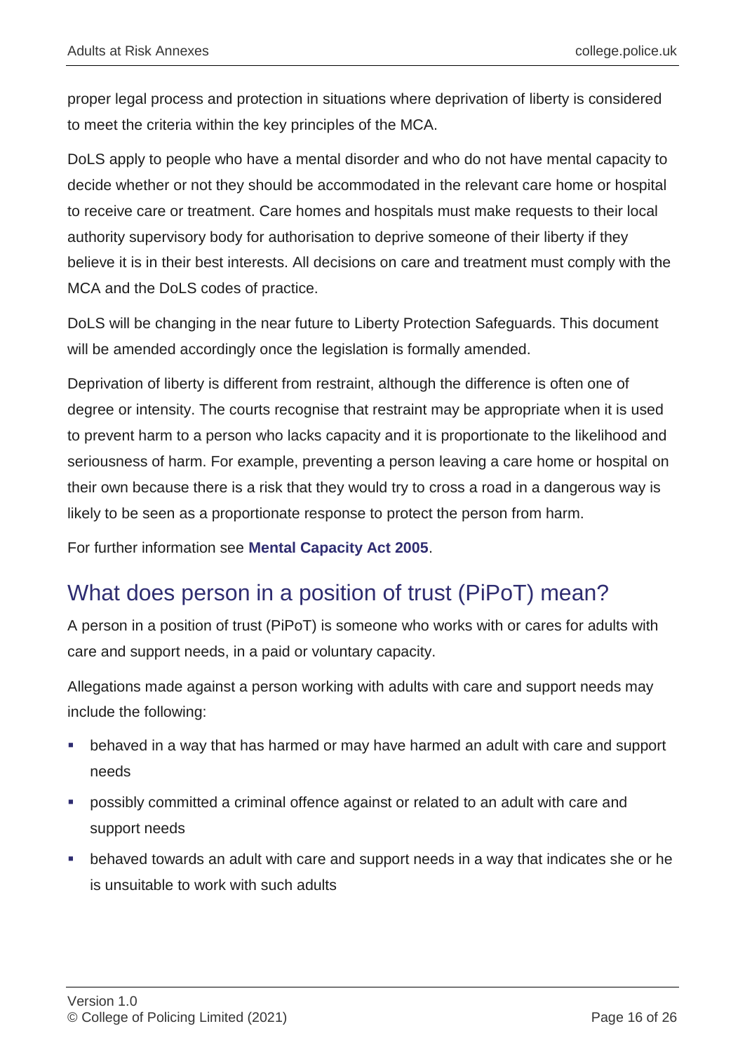proper legal process and protection in situations where deprivation of liberty is considered to meet the criteria within the key principles of the MCA.

DoLS apply to people who have a mental disorder and who do not have mental capacity to decide whether or not they should be accommodated in the relevant care home or hospital to receive care or treatment. Care homes and hospitals must make requests to their local authority supervisory body for authorisation to deprive someone of their liberty if they believe it is in their best interests. All decisions on care and treatment must comply with the MCA and the DoLS codes of practice.

DoLS will be changing in the near future to Liberty Protection Safeguards. This document will be amended accordingly once the legislation is formally amended.

Deprivation of liberty is different from restraint, although the difference is often one of degree or intensity. The courts recognise that restraint may be appropriate when it is used to prevent harm to a person who lacks capacity and it is proportionate to the likelihood and seriousness of harm. For example, preventing a person leaving a care home or hospital on their own because there is a risk that they would try to cross a road in a dangerous way is likely to be seen as a proportionate response to protect the person from harm.

For further information see **Mental Capacity Act 2005**.

## What does person in a position of trust (PiPoT) mean?

A person in a position of trust (PiPoT) is someone who works with or cares for adults with care and support needs, in a paid or voluntary capacity.

Allegations made against a person working with adults with care and support needs may include the following:

- behaved in a way that has harmed or may have harmed an adult with care and support needs
- possibly committed a criminal offence against or related to an adult with care and support needs
- behaved towards an adult with care and support needs in a way that indicates she or he is unsuitable to work with such adults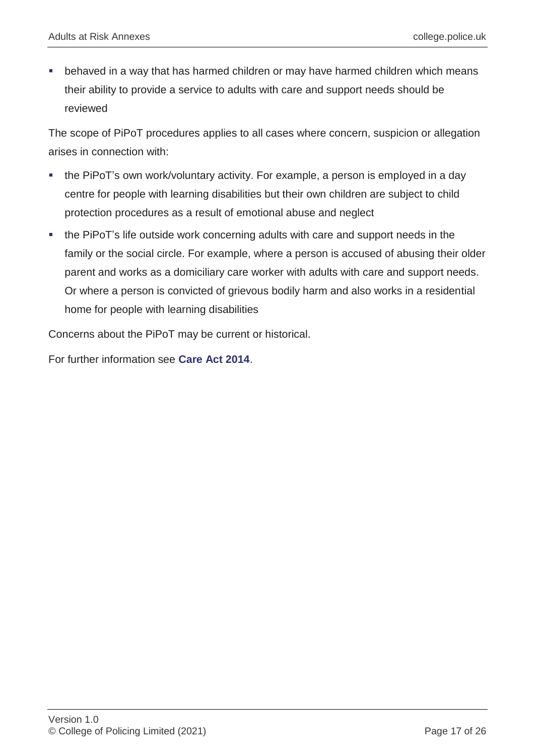- behaved in a way that has harmed children or may have harmed children which means their ability to provide a service to adults with care and support needs should be reviewed

The scope of PiPoT procedures applies to all cases where concern, suspicion or allegation arises in connection with:

- the PiPoT's own work/voluntary activity. For example, a person is employed in a day centre for people with learning disabilities but their own children are subject to child protection procedures as a result of emotional abuse and neglect
- the PiPoT's life outside work concerning adults with care and support needs in the family or the social circle. For example, where a person is accused of abusing their older parent and works as a domiciliary care worker with adults with care and support needs. Or where a person is convicted of grievous bodily harm and also works in a residential home for people with learning disabilities

Concerns about the PiPoT may be current or historical.

For further information see **Care Act 2014**.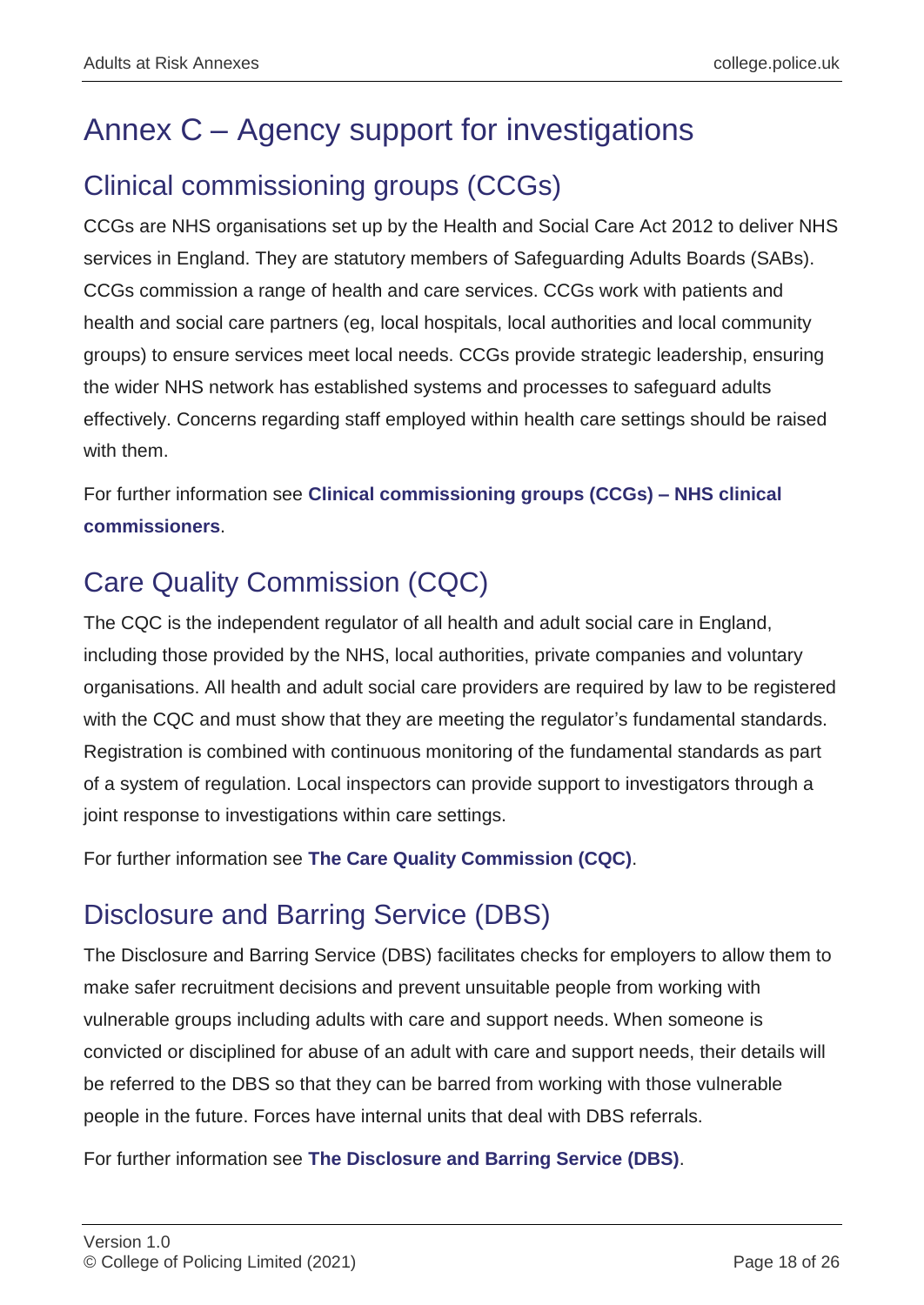# Annex C – Agency support for investigations

## Clinical commissioning groups (CCGs)

CCGs are NHS organisations set up by the Health and Social Care Act 2012 to deliver NHS services in England. They are statutory members of Safeguarding Adults Boards (SABs). CCGs commission a range of health and care services. CCGs work with patients and health and social care partners (eg, local hospitals, local authorities and local community groups) to ensure services meet local needs. CCGs provide strategic leadership, ensuring the wider NHS network has established systems and processes to safeguard adults effectively. Concerns regarding staff employed within health care settings should be raised with them.

For further information see **Clinical commissioning groups (CCGs) – NHS clinical commissioners**.

## Care Quality Commission (CQC)

The CQC is the independent regulator of all health and adult social care in England, including those provided by the NHS, local authorities, private companies and voluntary organisations. All health and adult social care providers are required by law to be registered with the CQC and must show that they are meeting the regulator's fundamental standards. Registration is combined with continuous monitoring of the fundamental standards as part of a system of regulation. Local inspectors can provide support to investigators through a joint response to investigations within care settings.

For further information see **The Care Quality Commission (CQC)**.

## Disclosure and Barring Service (DBS)

The Disclosure and Barring Service (DBS) facilitates checks for employers to allow them to make safer recruitment decisions and prevent unsuitable people from working with vulnerable groups including adults with care and support needs. When someone is convicted or disciplined for abuse of an adult with care and support needs, their details will be referred to the DBS so that they can be barred from working with those vulnerable people in the future. Forces have internal units that deal with DBS referrals.

For further information see **The Disclosure and Barring Service (DBS)**.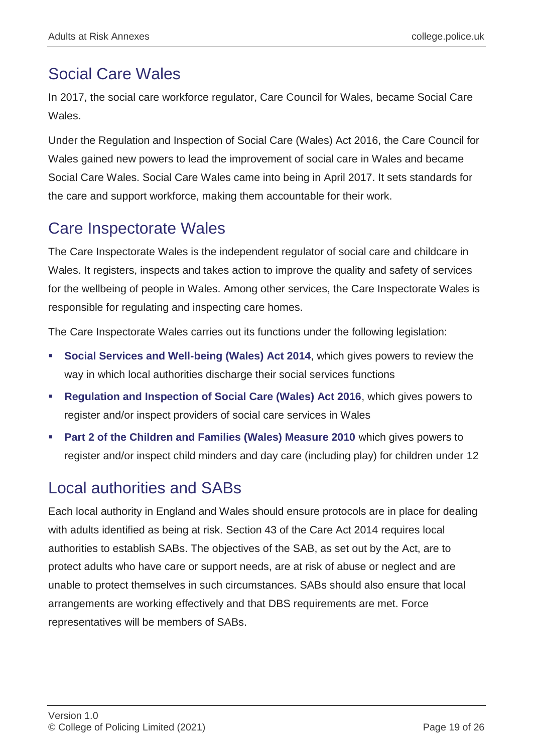## Social Care Wales

In 2017, the social care workforce regulator, Care Council for Wales, became Social Care Wales.

Under the Regulation and Inspection of Social Care (Wales) Act 2016, the Care Council for Wales gained new powers to lead the improvement of social care in Wales and became Social Care Wales. Social Care Wales came into being in April 2017. It sets standards for the care and support workforce, making them accountable for their work.

## Care Inspectorate Wales

The Care Inspectorate Wales is the independent regulator of social care and childcare in Wales. It registers, inspects and takes action to improve the quality and safety of services for the wellbeing of people in Wales. Among other services, the Care Inspectorate Wales is responsible for regulating and inspecting care homes.

The Care Inspectorate Wales carries out its functions under the following legislation:

- **Social Services and Well-being (Wales) Act 2014**, which gives powers to review the way in which local authorities discharge their social services functions
- **Regulation and Inspection of Social Care (Wales) Act 2016**, which gives powers to register and/or inspect providers of social care services in Wales
- **Part 2 of the Children and Families (Wales) Measure 2010** which gives powers to register and/or inspect child minders and day care (including play) for children under 12

## Local authorities and SABs

Each local authority in England and Wales should ensure protocols are in place for dealing with adults identified as being at risk. Section 43 of the Care Act 2014 requires local authorities to establish SABs. The objectives of the SAB, as set out by the Act, are to protect adults who have care or support needs, are at risk of abuse or neglect and are unable to protect themselves in such circumstances. SABs should also ensure that local arrangements are working effectively and that DBS requirements are met. Force representatives will be members of SABs.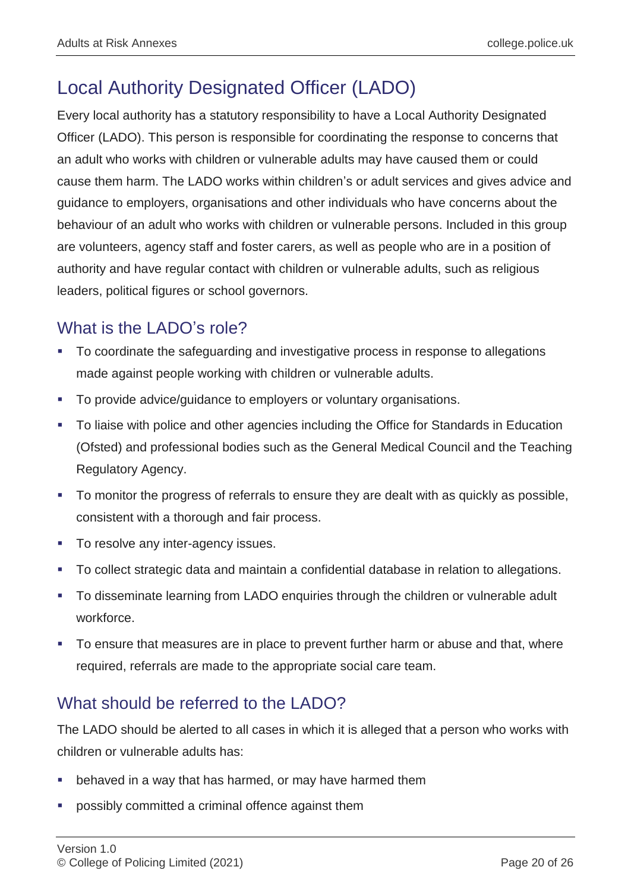## Local Authority Designated Officer (LADO)

Every local authority has a statutory responsibility to have a Local Authority Designated Officer (LADO). This person is responsible for coordinating the response to concerns that an adult who works with children or vulnerable adults may have caused them or could cause them harm. The LADO works within children's or adult services and gives advice and guidance to employers, organisations and other individuals who have concerns about the behaviour of an adult who works with children or vulnerable persons. Included in this group are volunteers, agency staff and foster carers, as well as people who are in a position of authority and have regular contact with children or vulnerable adults, such as religious leaders, political figures or school governors.

### What is the LADO's role?

- To coordinate the safeguarding and investigative process in response to allegations made against people working with children or vulnerable adults.
- To provide advice/guidance to employers or voluntary organisations.
- To liaise with police and other agencies including the Office for Standards in Education (Ofsted) and professional bodies such as the General Medical Council and the Teaching Regulatory Agency.
- To monitor the progress of referrals to ensure they are dealt with as quickly as possible, consistent with a thorough and fair process.
- To resolve any inter-agency issues.
- To collect strategic data and maintain a confidential database in relation to allegations.
- To disseminate learning from LADO enquiries through the children or vulnerable adult workforce.
- To ensure that measures are in place to prevent further harm or abuse and that, where required, referrals are made to the appropriate social care team.

### What should be referred to the LADO?

The LADO should be alerted to all cases in which it is alleged that a person who works with children or vulnerable adults has:

- behaved in a way that has harmed, or may have harmed them
- possibly committed a criminal offence against them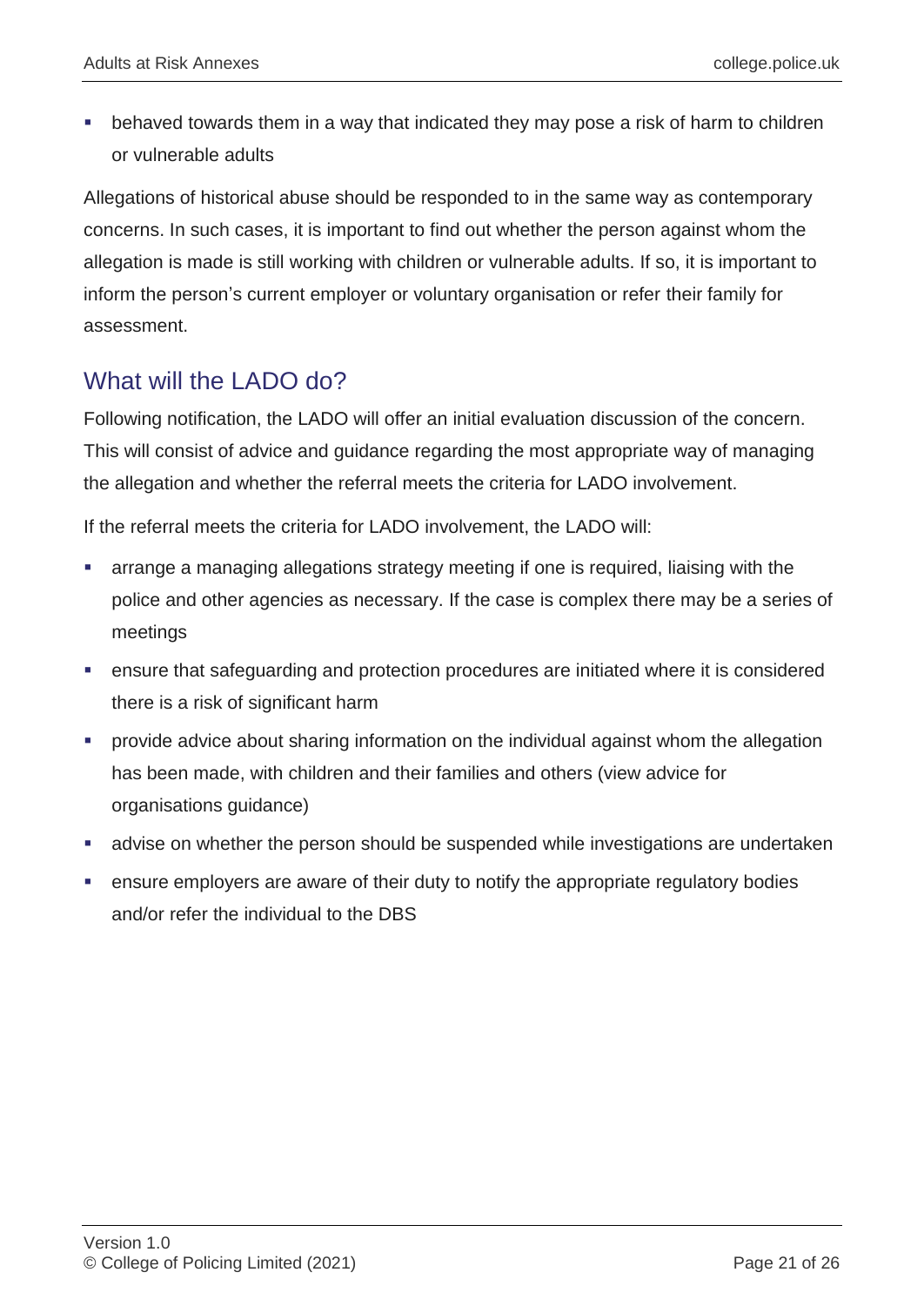- behaved towards them in a way that indicated they may pose a risk of harm to children or vulnerable adults

Allegations of historical abuse should be responded to in the same way as contemporary concerns. In such cases, it is important to find out whether the person against whom the allegation is made is still working with children or vulnerable adults. If so, it is important to inform the person's current employer or voluntary organisation or refer their family for assessment.

## What will the LADO do?

Following notification, the LADO will offer an initial evaluation discussion of the concern. This will consist of advice and guidance regarding the most appropriate way of managing the allegation and whether the referral meets the criteria for LADO involvement.

If the referral meets the criteria for LADO involvement, the LADO will:

- arrange a managing allegations strategy meeting if one is required, liaising with the police and other agencies as necessary. If the case is complex there may be a series of meetings
- ensure that safeguarding and protection procedures are initiated where it is considered there is a risk of significant harm
- provide advice about sharing information on the individual against whom the allegation has been made, with children and their families and others (view advice for organisations guidance)
- advise on whether the person should be suspended while investigations are undertaken
- ensure employers are aware of their duty to notify the appropriate regulatory bodies and/or refer the individual to the DBS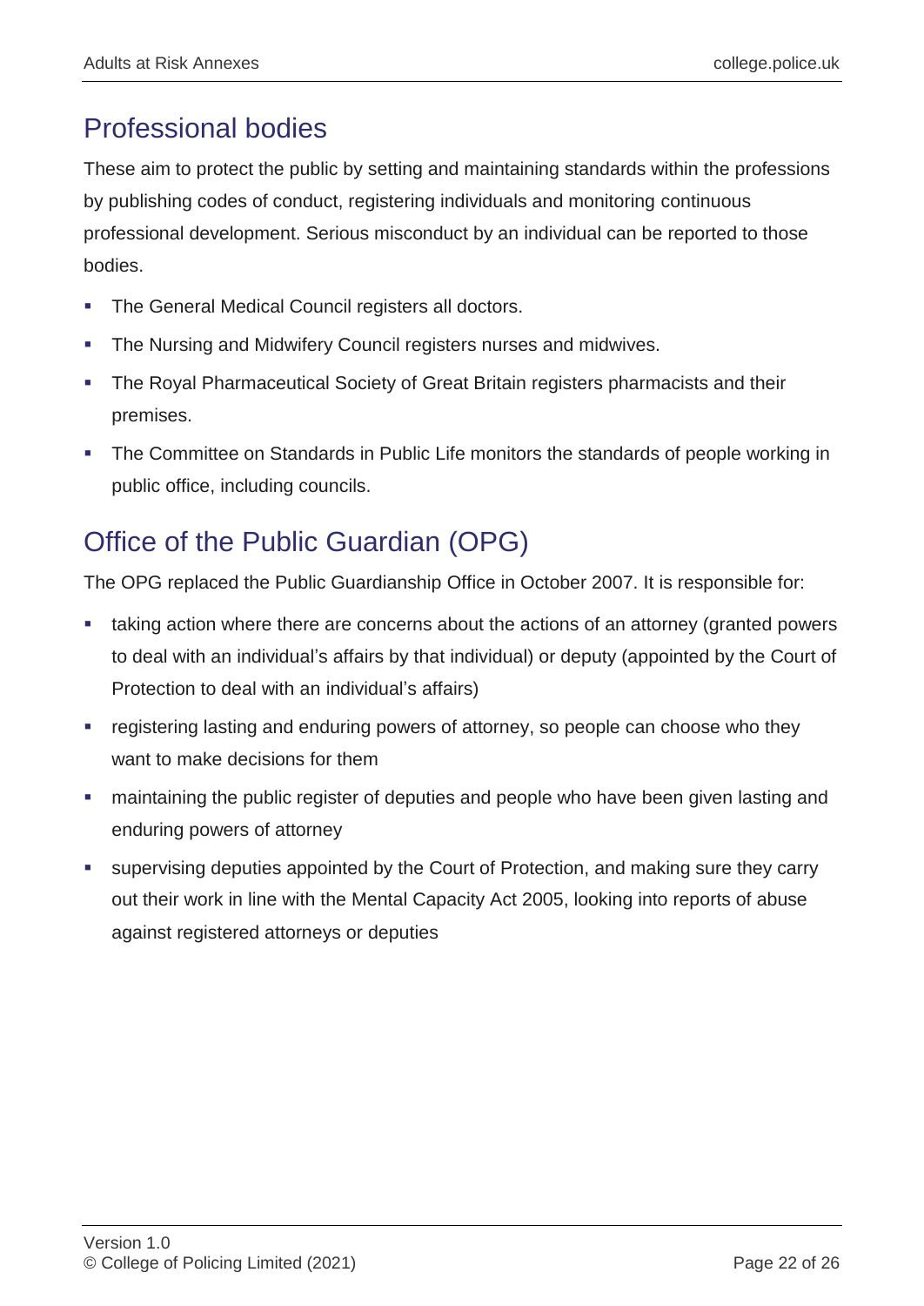## Professional bodies

These aim to protect the public by setting and maintaining standards within the professions by publishing codes of conduct, registering individuals and monitoring continuous professional development. Serious misconduct by an individual can be reported to those bodies.

- The General Medical Council registers all doctors.
- The Nursing and Midwifery Council registers nurses and midwives.
- The Royal Pharmaceutical Society of Great Britain registers pharmacists and their premises.
- The Committee on Standards in Public Life monitors the standards of people working in public office, including councils.

## Office of the Public Guardian (OPG)

The OPG replaced the Public Guardianship Office in October 2007. It is responsible for:

- taking action where there are concerns about the actions of an attorney (granted powers to deal with an individual's affairs by that individual) or deputy (appointed by the Court of Protection to deal with an individual's affairs)
- registering lasting and enduring powers of attorney, so people can choose who they want to make decisions for them
- maintaining the public register of deputies and people who have been given lasting and enduring powers of attorney
- supervising deputies appointed by the Court of Protection, and making sure they carry out their work in line with the Mental Capacity Act 2005, looking into reports of abuse against registered attorneys or deputies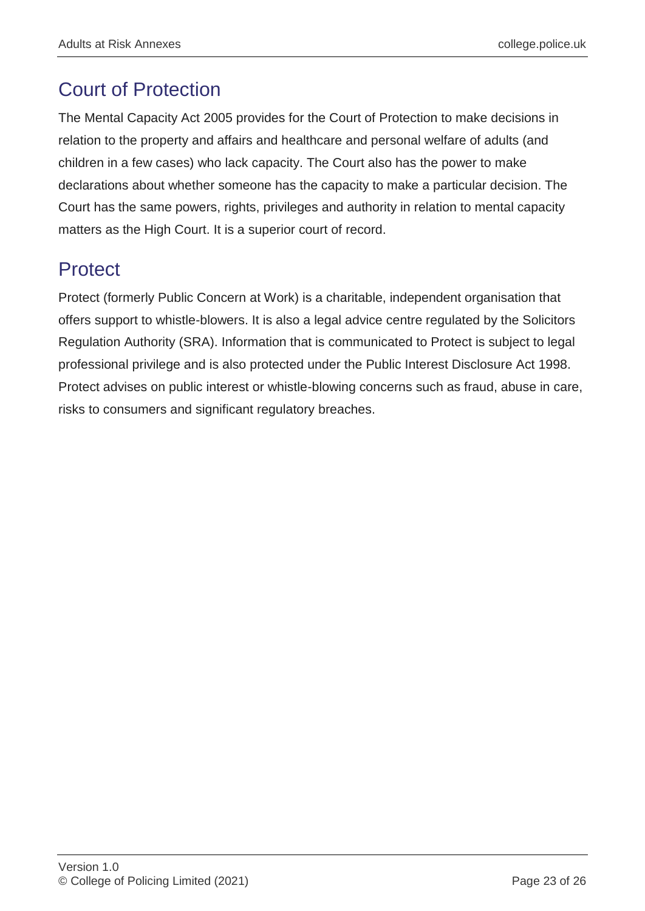## Court of Protection

The Mental Capacity Act 2005 provides for the Court of Protection to make decisions in relation to the property and affairs and healthcare and personal welfare of adults (and children in a few cases) who lack capacity. The Court also has the power to make declarations about whether someone has the capacity to make a particular decision. The Court has the same powers, rights, privileges and authority in relation to mental capacity matters as the High Court. It is a superior court of record.

## Protect

Protect (formerly Public Concern at Work) is a charitable, independent organisation that offers support to whistle-blowers. It is also a legal advice centre regulated by the Solicitors Regulation Authority (SRA). Information that is communicated to Protect is subject to legal professional privilege and is also protected under the Public Interest Disclosure Act 1998. Protect advises on public interest or whistle-blowing concerns such as fraud, abuse in care, risks to consumers and significant regulatory breaches.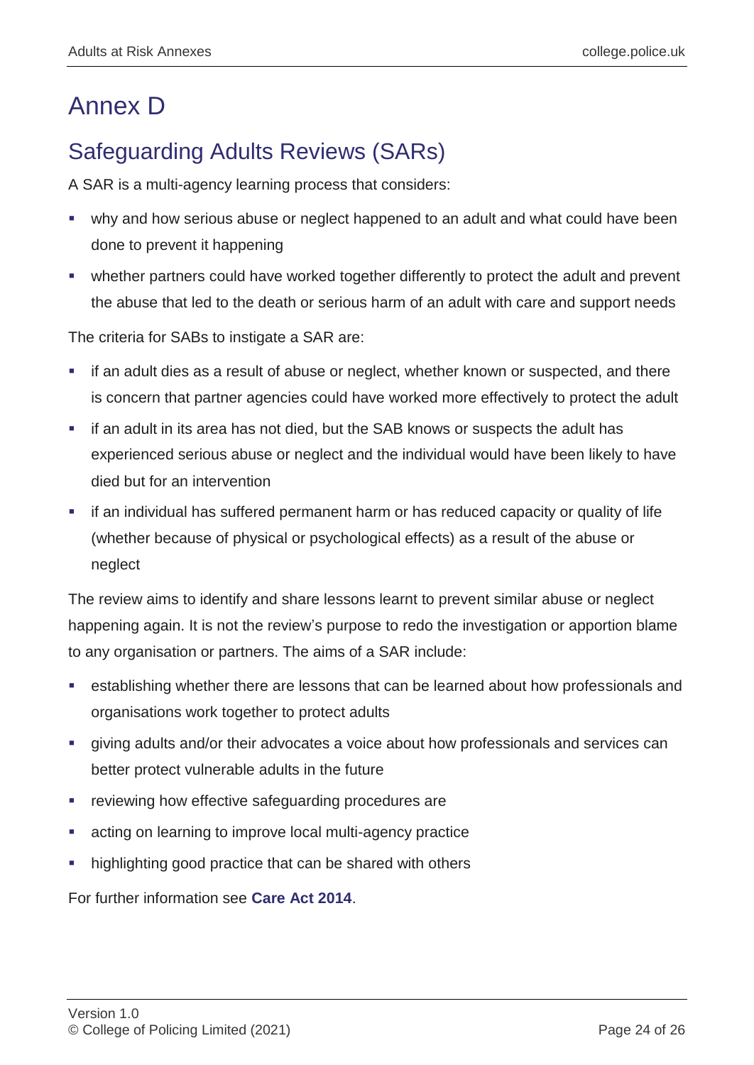# Annex D

## Safeguarding Adults Reviews (SARs)

A SAR is a multi-agency learning process that considers:

- why and how serious abuse or neglect happened to an adult and what could have been done to prevent it happening
- whether partners could have worked together differently to protect the adult and prevent the abuse that led to the death or serious harm of an adult with care and support needs

The criteria for SABs to instigate a SAR are:

- if an adult dies as a result of abuse or neglect, whether known or suspected, and there is concern that partner agencies could have worked more effectively to protect the adult
- if an adult in its area has not died, but the SAB knows or suspects the adult has experienced serious abuse or neglect and the individual would have been likely to have died but for an intervention
- if an individual has suffered permanent harm or has reduced capacity or quality of life (whether because of physical or psychological effects) as a result of the abuse or neglect

The review aims to identify and share lessons learnt to prevent similar abuse or neglect happening again. It is not the review's purpose to redo the investigation or apportion blame to any organisation or partners. The aims of a SAR include:

- establishing whether there are lessons that can be learned about how professionals and organisations work together to protect adults
- giving adults and/or their advocates a voice about how professionals and services can better protect vulnerable adults in the future
- reviewing how effective safeguarding procedures are
- acting on learning to improve local multi-agency practice
- highlighting good practice that can be shared with others

For further information see **Care Act 2014**.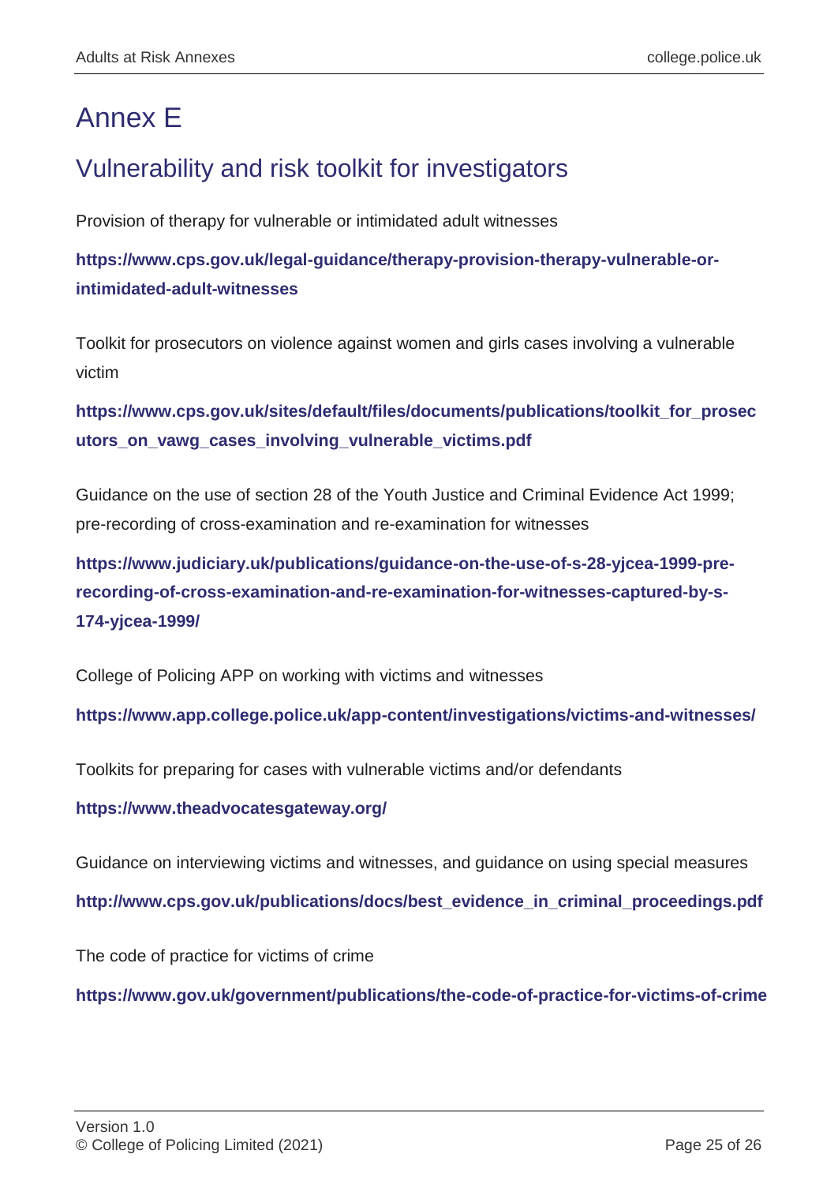# Annex E

## Vulnerability and risk toolkit for investigators

Provision of therapy for vulnerable or intimidated adult witnesses

**https://www.cps.gov.uk/legal-guidance/therapy-provision-therapy-vulnerable-or-intimidated-adult-witnesses**

Toolkit for prosecutors on violence against women and girls cases involving a vulnerable victim

**https://www.cps.gov.uk/sites/default/files/documents/publications/toolkit_for_prosecutors_on_vawg_cases_involving_vulnerable_victims.pdf**

Guidance on the use of section 28 of the Youth Justice and Criminal Evidence Act 1999; pre-recording of cross-examination and re-examination for witnesses

**https://www.judiciary.uk/publications/guidance-on-the-use-of-s-28-yjcea-1999-pre-recording-of-cross-examination-and-re-examination-for-witnesses-captured-by-s-174-yjcea-1999/**

College of Policing APP on working with victims and witnesses

**https://www.app.college.police.uk/app-content/investigations/victims-and-witnesses/**

Toolkits for preparing for cases with vulnerable victims and/or defendants

**https://www.theadvocatesgateway.org/**

Guidance on interviewing victims and witnesses, and guidance on using special measures

**http://www.cps.gov.uk/publications/docs/best_evidence_in_criminal_proceedings.pdf**

The code of practice for victims of crime

**https://www.gov.uk/government/publications/the-code-of-practice-for-victims-of-crime**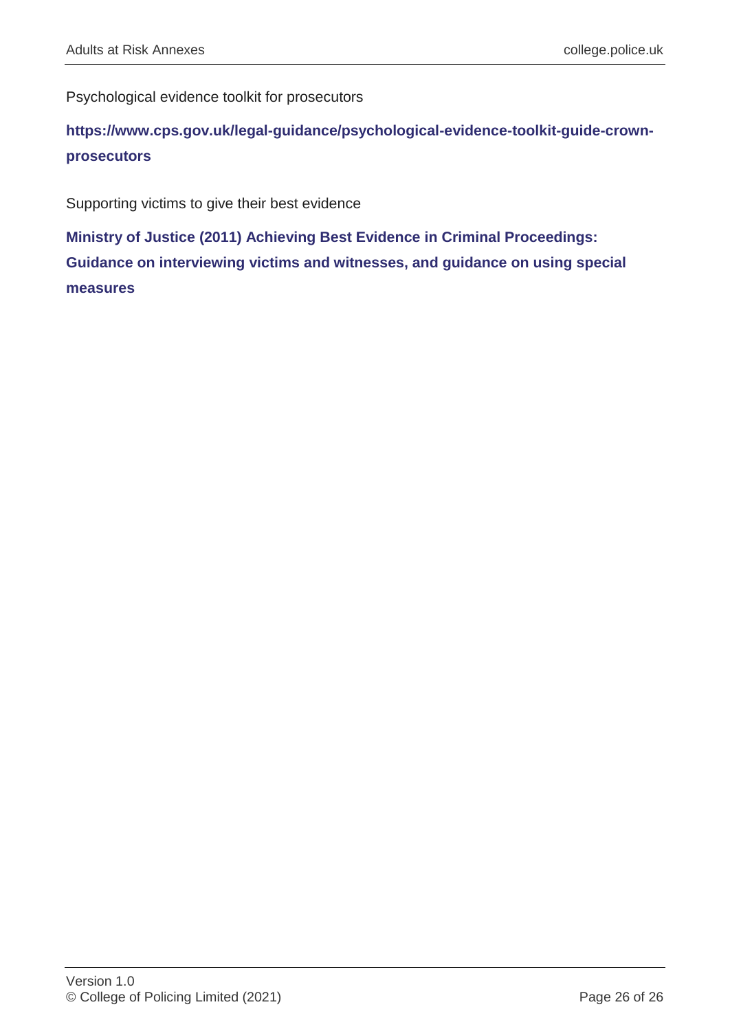Psychological evidence toolkit for prosecutors

**https://www.cps.gov.uk/legal-guidance/psychological-evidence-toolkit-guide-crown-prosecutors**

Supporting victims to give their best evidence

**Ministry of Justice (2011) Achieving Best Evidence in Criminal Proceedings: Guidance on interviewing victims and witnesses, and guidance on using special measures**